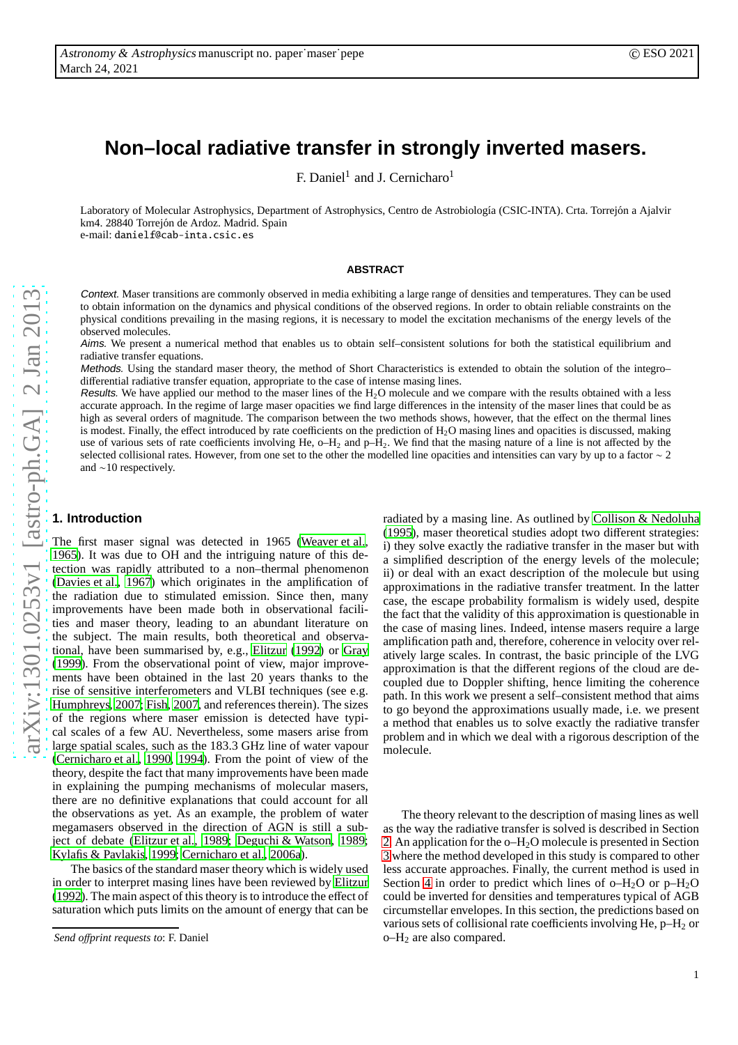# Non–local radiative transfer in strongly inverted masers.

F. Daniel[1] and J. Cernicharo[1]

Laboratory of Molecular Astrophysics, Department of Astrophysics, Centro de Astrobiología (CSIC-INTA). Crta. Torrejón a Ajalvir km4. 28840 Torrejón de Ardoz. Madrid. Spain
e-mail: danielf@cab-inta.csic.es

### ABSTRACT

*Context.* Maser transitions are commonly observed in media exhibiting a large range of densities and temperatures. They can be used to obtain information on the dynamics and physical conditions of the observed regions. In order to obtain reliable constraints on the physical conditions prevailing in the masing regions, it is necessary to model the excitation mechanisms of the energy levels of the observed molecules.

*Aims.* We present a numerical method that enables us to obtain self–consistent solutions for both the statistical equilibrium and radiative transfer equations.

*Methods.* Using the standard maser theory, the method of Short Characteristics is extended to obtain the solution of the integro–differential radiative transfer equation, appropriate to the case of intense masing lines.

*Results.* We have applied our method to the maser lines of the $H_2O$ molecule and we compare with the results obtained with a less accurate approach. In the regime of large maser opacities we find large differences in the intensity of the maser lines that could be as high as several orders of magnitude. The comparison between the two methods shows, however, that the effect on the thermal lines is modest. Finally, the effect introduced by rate coefficients on the prediction of $H_2O$ masing lines and opacities is discussed, making use of various sets of rate coefficients involving He, o–$H_2$ and p–$H_2$. We find that the masing nature of a line is not affected by the selected collisional rates. However, from one set to the other the modelled line opacities and intensities can vary by up to a factor $\sim 2$ and $\sim$10 respectively.

## 1. Introduction

The first maser signal was detected in 1965 (Weaver et al., 1965). It was due to OH and the intriguing nature of this detection was rapidly attributed to a non–thermal phenomenon (Davies et al., 1967) which originates in the amplification of the radiation due to stimulated emission. Since then, many improvements have been made both in observational facilities and maser theory, leading to an abundant literature on the subject. The main results, both theoretical and observational, have been summarised by, e.g., Elitzur (1992) or Gray (1999). From the observational point of view, major improvements have been obtained in the last 20 years thanks to the rise of sensitive interferometers and VLBI techniques (see e.g. Humphreys, 2007; Fish, 2007, and references therein). The sizes of the regions where maser emission is detected have typical scales of a few AU. Nevertheless, some masers arise from large spatial scales, such as the 183.3 GHz line of water vapour (Cernicharo et al., 1990, 1994). From the point of view of the theory, despite the fact that many improvements have been made in explaining the pumping mechanisms of molecular masers, there are no definitive explanations that could account for all the observations as yet. As an example, the problem of water megamasers observed in the direction of AGN is still a subject of debate (Elitzur et al., 1989; Deguchi & Watson, 1989; Kylafis & Pavlakis, 1999; Cernicharo et al., 2006a).

The basics of the standard maser theory which is widely used in order to interpret masing lines have been reviewed by Elitzur (1992). The main aspect of this theory is to introduce the effect of saturation which puts limits on the amount of energy that can be radiated by a masing line. As outlined by Collison & Nedoluha (1995), maser theoretical studies adopt two different strategies: i) they solve exactly the radiative transfer in the maser but with a simplified description of the energy levels of the molecule; ii) or deal with an exact description of the molecule but using approximations in the radiative transfer treatment. In the latter case, the escape probability formalism is widely used, despite the fact that the validity of this approximation is questionable in the case of masing lines. Indeed, intense masers require a large amplification path and, therefore, coherence in velocity over relatively large scales. In contrast, the basic principle of the LVG approximation is that the different regions of the cloud are decoupled due to Doppler shifting, hence limiting the coherence path. In this work we present a self–consistent method that aims to go beyond the approximations usually made, i.e. we present a method that enables us to solve exactly the radiative transfer problem and in which we deal with a rigorous description of the molecule.

The theory relevant to the description of masing lines as well as the way the radiative transfer is solved is described in Section 2. An application for the o–$H_2O$ molecule is presented in Section 3 where the method developed in this study is compared to other less accurate approaches. Finally, the current method is used in Section 4 in order to predict which lines of o–$H_2O$ or p–$H_2O$ could be inverted for densities and temperatures typical of AGB circumstellar envelopes. In this section, the predictions based on various sets of collisional rate coefficients involving He, p–$H_2$ or o–$H_2$ are also compared.

*Send offprint requests to*: F. Daniel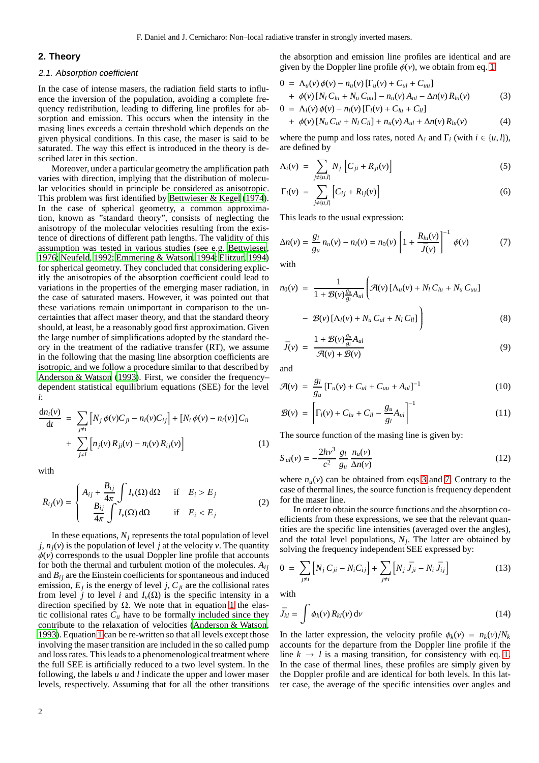## 2. Theory

### 2.1. Absorption coefficient

In the case of intense masers, the radiation field starts to influence the inversion of the population, avoiding a complete frequency redistribution, leading to differing line profiles for absorption and emission. This occurs when the intensity in the masing lines exceeds a certain threshold which depends on the given physical conditions. In this case, the maser is said to be saturated. The way this effect is introduced in the theory is described later in this section.

Moreover, under a particular geometry the amplification path varies with direction, implying that the distribution of molecular velocities should in principle be considered as anisotropic. This problem was first identified by Bettwieser & Kegel (1974). In the case of spherical geometry, a common approximation, known as "standard theory", consists of neglecting the anisotropy of the molecular velocities resulting from the existence of directions of different path lengths. The validity of this assumption was tested in various studies (see e.g. Bettwieser, 1976; Neufeld, 1992; Emmering & Watson, 1994; Elitzur, 1994) for spherical geometry. They concluded that considering explicitly the anisotropies of the absorption coefficient could lead to variations in the properties of the emerging maser radiation, in the case of saturated masers. However, it was pointed out that these variations remain unimportant in comparison to the uncertainties that affect maser theory, and that the standard theory should, at least, be a reasonably good first approximation. Given the large number of simplifications adopted by the standard theory in the treatment of the radiative transfer (RT), we assume in the following that the masing line absorption coefficients are isotropic, and we follow a procedure similar to that described by Anderson & Watson (1993). First, we consider the frequency–dependent statistical equilibrium equations (SEE) for the level $i$:

$$\frac{\mathrm{d}n_i(v)}{\mathrm{d}t} = \sum_{j\neq i}\left[N_j\,\phi(v)C_{ji} - n_i(v)C_{ij}\right] + \left[N_i\,\phi(v) - n_i(v)\right]C_{ii} + \sum_{j\neq i}\left[n_j(v)\,R_{ji}(v) - n_i(v)\,R_{ij}(v)\right] \tag{1}$$

with

$$R_{ij}(v) = \begin{cases} A_{ij} + \dfrac{B_{ij}}{4\pi}\displaystyle\int I_v(\Omega)\,\mathrm{d}\Omega & \text{if} \quad E_i > E_j \\ \dfrac{B_{ij}}{4\pi}\displaystyle\int I_v(\Omega)\,\mathrm{d}\Omega & \text{if} \quad E_i < E_j \end{cases} \tag{2}$$

In these equations, $N_j$ represents the total population of level $j$, $n_j(v)$ is the population of level $j$ at the velocity $v$. The quantity $\phi(v)$ corresponds to the usual Doppler line profile that accounts for both the thermal and turbulent motion of the molecules. $A_{ij}$ and $B_{ij}$ are the Einstein coefficients for spontaneous and induced emission, $E_j$ is the energy of level $j$, $C_{ji}$ are the collisional rates from level $j$ to level $i$ and $I_v(\Omega)$ is the specific intensity in a direction specified by $\Omega$. We note that in equation 1 the elastic collisional rates $C_{ii}$ have to be formally included since they contribute to the relaxation of velocities (Anderson & Watson, 1993). Equation 1 can be re-written so that all levels except those involving the maser transition are included in the so called pump and loss rates. This leads to a phenomenological treatment where the full SEE is artificially reduced to a two level system. In the following, the labels $u$ and $l$ indicate the upper and lower maser levels, respectively. Assuming that for all the other transitions the absorption and emission line profiles are identical and are given by the Doppler line profile $\phi(v)$, we obtain from eq. 1:

$$\begin{aligned} 0 &= \Lambda_u(v)\,\phi(v) - n_u(v)\left[\Gamma_u(v) + C_{ul} + C_{uu}\right] \\ &+ \phi(v)\left[N_l\,C_{lu} + N_u\,C_{uu}\right] - n_u(v)\,A_{ul} - \Delta n(v)\,R_{lu}(v) \end{aligned} \tag{3}$$

$$\begin{aligned} 0 &= \Lambda_l(v)\,\phi(v) - n_l(v)\left[\Gamma_l(v) + C_{lu} + C_{ll}\right] \\ &+ \phi(v)\left[N_u\,C_{ul} + N_l\,C_{ll}\right] + n_u(v)\,A_{ul} + \Delta n(v)\,R_{lu}(v) \end{aligned} \tag{4}$$

where the pump and loss rates, noted $\Lambda_i$ and $\Gamma_i$ (with $i \in \{u, l\}$), are defined by

$$\Lambda_i(v) = \sum_{j\neq\{u,l\}} N_j\left[C_{ji} + R_{ji}(v)\right] \tag{5}$$

$$\Gamma_i(v) = \sum_{j\neq\{u,l\}}\left[C_{ij} + R_{ij}(v)\right] \tag{6}$$

This leads to the usual expression:

$$\Delta n(v) = \frac{g_l}{g_u}\,n_u(v) - n_l(v) = n_0(v)\left[1 + \frac{R_{lu}(v)}{\bar{J}(v)}\right]^{-1}\phi(v) \tag{7}$$

with

$$n_0(v) = \frac{1}{1 + \mathcal{B}(v)\frac{g_u}{g_l}A_{ul}}\Big(\mathcal{A}(v)\left[\Lambda_u(v) + N_l\,C_{lu} + N_u\,C_{uu}\right] - \mathcal{B}(v)\left[\Lambda_l(v) + N_u\,C_{ul} + N_l\,C_{ll}\right]\Big) \tag{8}$$

$$\bar{J}(v) = \frac{1 + \mathcal{B}(v)\frac{g_u}{g_l}A_{ul}}{\mathcal{A}(v) + \mathcal{B}(v)} \tag{9}$$

and

$$\mathcal{A}(v) = \frac{g_l}{g_u}\left[\Gamma_u(v) + C_{ul} + C_{uu} + A_{ul}\right]^{-1} \tag{10}$$

$$\mathcal{B}(v) = \left[\Gamma_l(v) + C_{lu} + C_{ll} - \frac{g_u}{g_l}A_{ul}\right]^{-1} \tag{11}$$

The source function of the masing line is given by:

$$S_{ul}(v) = -\frac{2hv^3}{c^2}\,\frac{g_l}{g_u}\,\frac{n_u(v)}{\Delta n(v)} \tag{12}$$

where $n_u(v)$ can be obtained from eqs 3 and 7. Contrary to the case of thermal lines, the source function is frequency dependent for the maser line.

In order to obtain the source functions and the absorption coefficients from these expressions, we see that the relevant quantities are the specific line intensities (averaged over the angles), and the total level populations, $N_j$. The latter are obtained by solving the frequency independent SEE expressed by:

$$0 = \sum_{j\neq i}\left[N_j\,C_{ji} - N_i C_{ij}\right] + \sum_{j\neq i}\left[N_j\,\bar{J}_{ji} - N_i\,\bar{J}_{ij}\right] \tag{13}$$

with

$$\bar{J}_{kl} = \int \phi_k(v)\,R_{kl}(v)\,\mathrm{d}v \tag{14}$$

In the latter expression, the velocity profile $\phi_k(v) = n_k(v)/N_k$ accounts for the departure from the Doppler line profile if the line $k \rightarrow l$ is a masing transition, for consistency with eq. 1. In the case of thermal lines, these profiles are simply given by the Doppler profile and are identical for both levels. In this latter case, the average of the specific intensities over angles and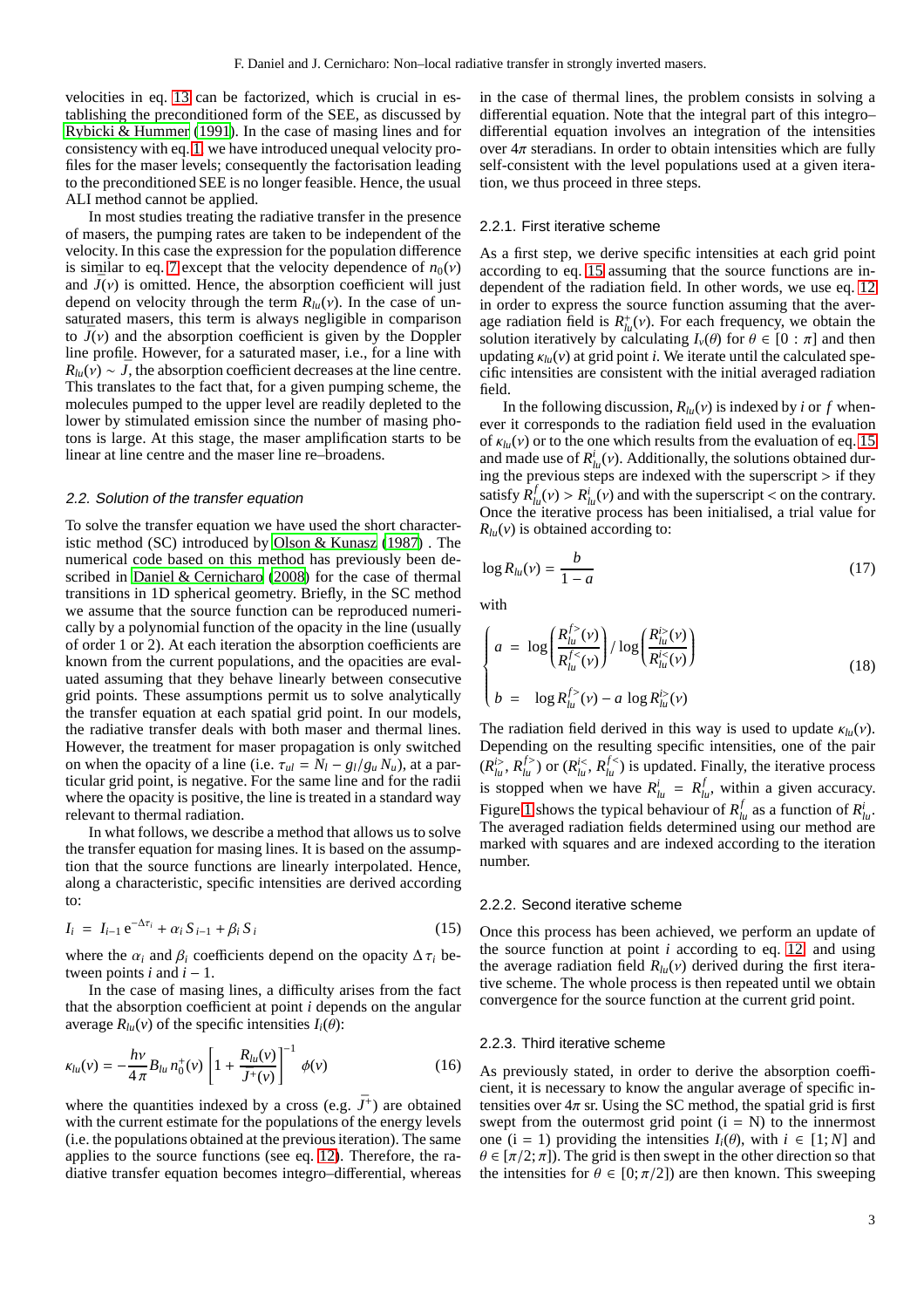velocities in eq. 13 can be factorized, which is crucial in establishing the preconditioned form of the SEE, as discussed by Rybicki & Hummer (1991). In the case of masing lines and for consistency with eq. 1, we have introduced unequal velocity profiles for the maser levels; consequently the factorisation leading to the preconditioned SEE is no longer feasible. Hence, the usual ALI method cannot be applied.

In most studies treating the radiative transfer in the presence of masers, the pumping rates are taken to be independent of the velocity. In this case the expression for the population difference is similar to eq. 7 except that the velocity dependence of $n_0(v)$ and $\bar{J}(v)$ is omitted. Hence, the absorption coefficient will just depend on velocity through the term $R_{lu}(v)$. In the case of unsaturated masers, this term is always negligible in comparison to $\bar{J}(v)$ and the absorption coefficient is given by the Doppler line profile. However, for a saturated maser, i.e., for a line with $R_{lu}(v) \sim \bar{J}$, the absorption coefficient decreases at the line centre. This translates to the fact that, for a given pumping scheme, the molecules pumped to the upper level are readily depleted to the lower by stimulated emission since the number of masing photons is large. At this stage, the maser amplification starts to be linear at line centre and the maser line re–broadens.

### 2.2. Solution of the transfer equation

To solve the transfer equation we have used the short characteristic method (SC) introduced by Olson & Kunasz (1987) . The numerical code based on this method has previously been described in Daniel & Cernicharo (2008) for the case of thermal transitions in 1D spherical geometry. Briefly, in the SC method we assume that the source function can be reproduced numerically by a polynomial function of the opacity in the line (usually of order 1 or 2). At each iteration the absorption coefficients are known from the current populations, and the opacities are evaluated assuming that they behave linearly between consecutive grid points. These assumptions permit us to solve analytically the transfer equation at each spatial grid point. In our models, the radiative transfer deals with both maser and thermal lines. However, the treatment for maser propagation is only switched on when the opacity of a line (i.e. $\tau_{ul} = N_l - g_l/g_u\, N_u$), at a particular grid point, is negative. For the same line and for the radii where the opacity is positive, the line is treated in a standard way relevant to thermal radiation.

In what follows, we describe a method that allows us to solve the transfer equation for masing lines. It is based on the assumption that the source functions are linearly interpolated. Hence, along a characteristic, specific intensities are derived according to:

$$I_i \ = \ I_{i-1}\, \mathrm{e}^{-\Delta\tau_i} + \alpha_i\, S_{i-1} + \beta_i\, S_i \tag{15}$$

where the $\alpha_i$ and $\beta_i$ coefficients depend on the opacity $\Delta\tau_i$ between points $i$ and $i-1$.

In the case of masing lines, a difficulty arises from the fact that the absorption coefficient at point $i$ depends on the angular average $R_{lu}(v)$ of the specific intensities $I_i(\theta)$:

$$\kappa_{lu}(v) = -\frac{h\nu}{4\pi} B_{lu}\, n_0^+(v) \left[1 + \frac{R_{lu}(v)}{\bar{J}^+(v)}\right]^{-1} \phi(v) \tag{16}$$

where the quantities indexed by a cross (e.g. $\bar{J}^+$) are obtained with the current estimate for the populations of the energy levels (i.e. the populations obtained at the previous iteration). The same applies to the source functions (see eq. 12). Therefore, the radiative transfer equation becomes integro–differential, whereas in the case of thermal lines, the problem consists in solving a differential equation. Note that the integral part of this integro–differential equation involves an integration of the intensities over $4\pi$ steradians. In order to obtain intensities which are fully self-consistent with the level populations used at a given iteration, we thus proceed in three steps.

#### 2.2.1. First iterative scheme

As a first step, we derive specific intensities at each grid point according to eq. 15 assuming that the source functions are independent of the radiation field. In other words, we use eq. 12 in order to express the source function assuming that the average radiation field is $R^+_{lu}(v)$. For each frequency, we obtain the solution iteratively by calculating $I_v(\theta)$ for $\theta \in [0:\pi]$ and then updating $\kappa_{lu}(v)$ at grid point $i$. We iterate until the calculated specific intensities are consistent with the initial averaged radiation field.

In the following discussion, $R_{lu}(v)$ is indexed by $i$ or $f$ whenever it corresponds to the radiation field used in the evaluation of $\kappa_{lu}(v)$ or to the one which results from the evaluation of eq. 15 and made use of $R^i_{lu}(v)$. Additionally, the solutions obtained during the previous steps are indexed with the superscript $>$ if they satisfy $R^f_{lu}(v) > R^i_{lu}(v)$ and with the superscript $<$ on the contrary. Once the iterative process has been initialised, a trial value for $R_{lu}(v)$ is obtained according to:

$$\log R_{lu}(v) = \frac{b}{1-a} \tag{17}$$

with

$$\begin{cases} a \ = \ \log\left(\dfrac{R^{f>}_{lu}(v)}{R^{f<}_{lu}(v)}\right) / \log\left(\dfrac{R^{i>}_{lu}(v)}{R^{i<}_{lu}(v)}\right) \\[2ex] b \ = \ \ \log R^{f>}_{lu}(v) - a\, \log R^{i>}_{lu}(v) \end{cases} \tag{18}$$

The radiation field derived in this way is used to update $\kappa_{lu}(v)$. Depending on the resulting specific intensities, one of the pair $(R^{i>}_{lu}, R^{f>}_{lu})$ or $(R^{i<}_{lu}, R^{f<}_{lu})$ is updated. Finally, the iterative process is stopped when we have $R^i_{lu} = R^f_{lu}$, within a given accuracy. Figure 1 shows the typical behaviour of $R^f_{lu}$ as a function of $R^i_{lu}$. The averaged radiation fields determined using our method are marked with squares and are indexed according to the iteration number.

#### 2.2.2. Second iterative scheme

Once this process has been achieved, we perform an update of the source function at point $i$ according to eq. 12 and using the average radiation field $R_{lu}(v)$ derived during the first iterative scheme. The whole process is then repeated until we obtain convergence for the source function at the current grid point.

#### 2.2.3. Third iterative scheme

As previously stated, in order to derive the absorption coefficient, it is necessary to know the angular average of specific intensities over $4\pi$ sr. Using the SC method, the spatial grid is first swept from the outermost grid point (i = N) to the innermost one (i = 1) providing the intensities $I_i(\theta)$, with $i \in [1; N]$ and $\theta \in [\pi/2;\pi]$). The grid is then swept in the other direction so that the intensities for $\theta \in [0;\pi/2]$) are then known. This sweeping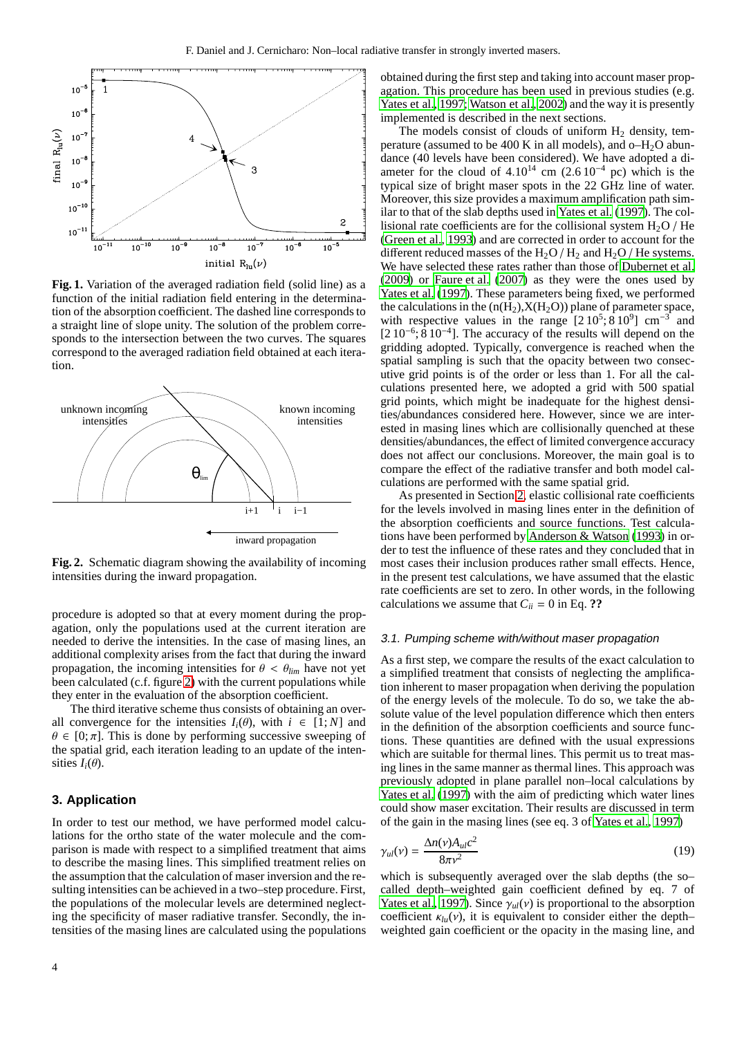**Fig. 1.** Variation of the averaged radiation field (solid line) as a function of the initial radiation field entering in the determination of the absorption coefficient. The dashed line corresponds to a straight line of slope unity. The solution of the problem corresponds to the intersection between the two curves. The squares correspond to the averaged radiation field obtained at each iteration.

**Fig. 2.** Schematic diagram showing the availability of incoming intensities during the inward propagation.

procedure is adopted so that at every moment during the propagation, only the populations used at the current iteration are needed to derive the intensities. In the case of masing lines, an additional complexity arises from the fact that during the inward propagation, the incoming intensities for $\theta < \theta_{lim}$ have not yet been calculated (c.f. figure 2) with the current populations while they enter in the evaluation of the absorption coefficient.

The third iterative scheme thus consists of obtaining an overall convergence for the intensities $I_i(\theta)$, with $i \in [1; N]$ and $\theta \in [0; \pi]$. This is done by performing successive sweeping of the spatial grid, each iteration leading to an update of the intensities $I_i(\theta)$.

## 3. Application

In order to test our method, we have performed model calculations for the ortho state of the water molecule and the comparison is made with respect to a simplified treatment that aims to describe the masing lines. This simplified treatment relies on the assumption that the calculation of maser inversion and the resulting intensities can be achieved in a two–step procedure. First, the populations of the molecular levels are determined neglecting the specificity of maser radiative transfer. Secondly, the intensities of the masing lines are calculated using the populations obtained during the first step and taking into account maser propagation. This procedure has been used in previous studies (e.g. Yates et al. 1997; Watson et al. 2002) and the way it is presently implemented is described in the next sections.

The models consist of clouds of uniform $H_2$ density, temperature (assumed to be 400 K in all models), and o–$H_2O$ abundance (40 levels have been considered). We have adopted a diameter for the cloud of $4.10^{14}$ cm ($2.6\,10^{-4}$ pc) which is the typical size of bright maser spots in the 22 GHz line of water. Moreover, this size provides a maximum amplification path similar to that of the slab depths used in Yates et al. (1997). The collisional rate coefficients are for the collisional system $H_2O$ / He (Green et al. 1993) and are corrected in order to account for the different reduced masses of the $H_2O$ / $H_2$ and $H_2O$ / He systems. We have selected these rates rather than those of Dubernet et al. (2009) or Faure et al. (2007) as they were the ones used by Yates et al. (1997). These parameters being fixed, we performed the calculations in the (n($H_2$),X($H_2O$)) plane of parameter space, with respective values in the range $[2\,10^5; 8\,10^9]$ cm$^{-3}$ and $[2\,10^{-6}; 8\,10^{-4}]$. The accuracy of the results will depend on the gridding adopted. Typically, convergence is reached when the spatial sampling is such that the opacity between two consecutive grid points is of the order or less than 1. For all the calculations presented here, we adopted a grid with 500 spatial grid points, which might be inadequate for the highest densities/abundances considered here. However, since we are interested in masing lines which are collisionally quenched at these densities/abundances, the effect of limited convergence accuracy does not affect our conclusions. Moreover, the main goal is to compare the effect of the radiative transfer and both model calculations are performed with the same spatial grid.

As presented in Section 2, elastic collisional rate coefficients for the levels involved in masing lines enter in the definition of the absorption coefficients and source functions. Test calculations have been performed by Anderson & Watson (1993) in order to test the influence of these rates and they concluded that in most cases their inclusion produces rather small effects. Hence, in the present test calculations, we have assumed that the elastic rate coefficients are set to zero. In other words, in the following calculations we assume that $C_{ii} = 0$ in Eq. **??**

### 3.1. Pumping scheme with/without maser propagation

As a first step, we compare the results of the exact calculation to a simplified treatment that consists of neglecting the amplification inherent to maser propagation when deriving the population of the energy levels of the molecule. To do so, we take the absolute value of the level population difference which then enters in the definition of the absorption coefficients and source functions. These quantities are defined with the usual expressions which are suitable for thermal lines. This permit us to treat masing lines in the same manner as thermal lines. This approach was previously adopted in plane parallel non–local calculations by Yates et al. (1997) with the aim of predicting which water lines could show maser excitation. Their results are discussed in term of the gain in the masing lines (see eq. 3 of Yates et al. 1997)

$$\gamma_{ul}(\nu) = \frac{\Delta n(\nu) A_{ul} c^2}{8\pi\nu^2} \tag{19}$$

which is subsequently averaged over the slab depths (the so–called depth–weighted gain coefficient defined by eq. 7 of Yates et al. 1997). Since $\gamma_{ul}(\nu)$ is proportional to the absorption coefficient $\kappa_{lu}(\nu)$, it is equivalent to consider either the depth–weighted gain coefficient or the opacity in the masing line, and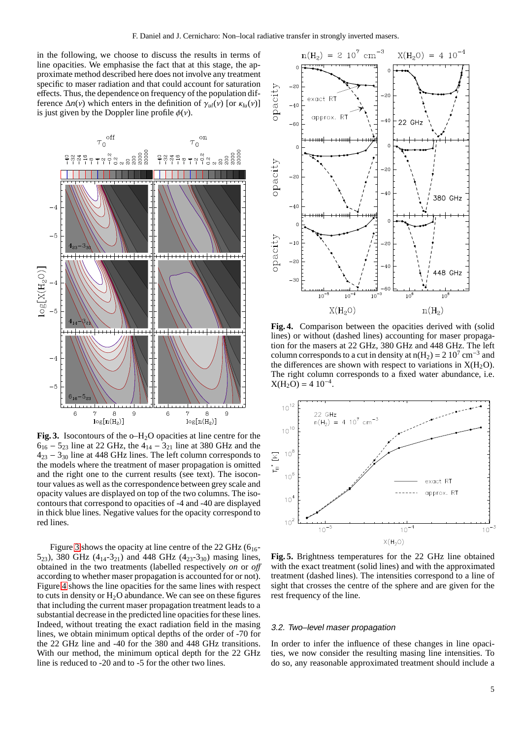in the following, we choose to discuss the results in terms of line opacities. We emphasise the fact that at this stage, the approximate method described here does not involve any treatment specific to maser radiation and that could account for saturation effects. Thus, the dependence on frequency of the population difference $\Delta n(\nu)$ which enters in the definition of $\gamma_{ul}(\nu)$ [or $\kappa_{lu}(\nu)$] is just given by the Doppler line profile $\phi(\nu)$.

**Fig. 3.** Isocontours of the o–$H_2O$ opacities at line centre for the $6_{16} - 5_{23}$ line at 22 GHz, the $4_{14} - 3_{21}$ line at 380 GHz and the $4_{23} - 3_{30}$ line at 448 GHz lines. The left column corresponds to the models where the treatment of maser propagation is omitted and the right one to the current results (see text). The isocontour values as well as the correspondence between grey scale and opacity values are displayed on top of the two columns. The isocontours that correspond to opacities of -4 and -40 are displayed in thick blue lines. Negative values for the opacity correspond to red lines.

Figure 3 shows the opacity at line centre of the 22 GHz ($6_{16}$-$5_{23}$), 380 GHz ($4_{14}$-$3_{21}$) and 448 GHz ($4_{23}$-$3_{30}$) masing lines, obtained in the two treatments (labelled respectively *on* or *off* according to whether maser propagation is accounted for or not). Figure 4 shows the line opacities for the same lines with respect to cuts in density or $H_2O$ abundance. We can see on these figures that including the current maser propagation treatment leads to a substantial decrease in the predicted line opacities for these lines. Indeed, without treating the exact radiation field in the masing lines, we obtain minimum optical depths of the order of -70 for the 22 GHz line and -40 for the 380 and 448 GHz transitions. With our method, the minimum optical depth for the 22 GHz line is reduced to -20 and to -5 for the other two lines.

**Fig. 4.** Comparison between the opacities derived with (solid lines) or without (dashed lines) accounting for maser propagation for the masers at 22 GHz, 380 GHz and 448 GHz. The left column corresponds to a cut in density at $n(H_2) = 2\ 10^7$ cm$^{-3}$ and the differences are shown with respect to variations in $X(H_2O)$. The right column corresponds to a fixed water abundance, i.e. $X(H_2O) = 4\ 10^{-4}$.

**Fig. 5.** Brightness temperatures for the 22 GHz line obtained with the exact treatment (solid lines) and with the approximated treatment (dashed lines). The intensities correspond to a line of sight that crosses the centre of the sphere and are given for the rest frequency of the line.

### 3.2. Two–level maser propagation

In order to infer the influence of these changes in line opacities, we now consider the resulting masing line intensities. To do so, any reasonable approximated treatment should include a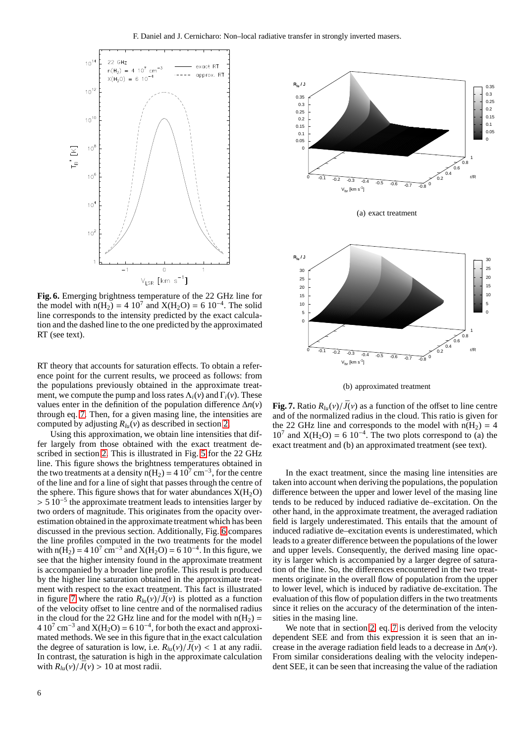**Fig. 6.** Emerging brightness temperature of the 22 GHz line for the model with $n(H_2) = 4\ 10^7$ and $X(H_2O) = 6\ 10^{-4}$. The solid line corresponds to the intensity predicted by the exact calculation and the dashed line to the one predicted by the approximated RT (see text).

(a) exact treatment

(b) approximated treatment

**Fig. 7.** Ratio $R_{lu}(\nu)/\bar{J}(\nu)$ as a function of the offset to line centre and of the normalized radius in the cloud. This ratio is given for the 22 GHz line and corresponds to the model with $n(H_2) = 4\ 10^7$ and $X(H_2O) = 6\ 10^{-4}$. The two plots correspond to (a) the exact treatment and (b) an approximated treatment (see text).

RT theory that accounts for saturation effects. To obtain a reference point for the current results, we proceed as follows: from the populations previously obtained in the approximate treatment, we compute the pump and loss rates $\Lambda_i(\nu)$ and $\Gamma_i(\nu)$. These values enter in the definition of the population difference $\Delta n(\nu)$ through eq. 7. Then, for a given masing line, the intensities are computed by adjusting $R_{lu}(\nu)$ as described in section 2.

Using this approximation, we obtain line intensities that differ largely from those obtained with the exact treatment described in section 2. This is illustrated in Fig. 5 for the 22 GHz line. This figure shows the brightness temperatures obtained in the two treatments at a density $n(H_2) = 4\ 10^7$ cm$^{-3}$, for the centre of the line and for a line of sight that passes through the centre of the sphere. This figure shows that for water abundances $X(H_2O) > 5\ 10^{-5}$ the approximate treatment leads to intensities larger by two orders of magnitude. This originates from the opacity overestimation obtained in the approximate treatment which has been discussed in the previous section. Additionally, Fig. 6 compares the line profiles computed in the two treatments for the model with $n(H_2) = 4\ 10^7$ cm$^{-3}$ and $X(H_2O) = 6\ 10^{-4}$. In this figure, we see that the higher intensity found in the approximate treatment is accompanied by a broader line profile. This result is produced by the higher line saturation obtained in the approximate treatment with respect to the exact treatment. This fact is illustrated in figure 7 where the ratio $R_{lu}(\nu)/\bar{J}(\nu)$ is plotted as a function of the velocity offset to line centre and of the normalised radius in the cloud for the 22 GHz line and for the model with $n(H_2) = 4\ 10^7$ cm$^{-3}$ and $X(H_2O) = 6\ 10^{-4}$, for both the exact and approximated methods. We see in this figure that in the exact calculation the degree of saturation is low, i.e. $R_{lu}(\nu)/\bar{J}(\nu) < 1$ at any radii. In contrast, the saturation is high in the approximate calculation with $R_{lu}(\nu)/\bar{J}(\nu) > 10$ at most radii.

In the exact treatment, since the masing line intensities are taken into account when deriving the populations, the population difference between the upper and lower level of the masing line tends to be reduced by induced radiative de–excitation. On the other hand, in the approximate treatment, the averaged radiation field is largely underestimated. This entails that the amount of induced radiative de–excitation events is underestimated, which leads to a greater difference between the populations of the lower and upper levels. Consequently, the derived masing line opacity is larger which is accompanied by a larger degree of saturation of the line. So, the differences encountered in the two treatments originate in the overall flow of population from the upper to lower level, which is induced by radiative de-excitation. The evaluation of this flow of population differs in the two treatments since it relies on the accuracy of the determination of the intensities in the masing line.

We note that in section 2, eq. 7 is derived from the velocity dependent SEE and from this expression it is seen that an increase in the average radiation field leads to a decrease in $\Delta n(\nu)$. From similar considerations dealing with the velocity independent SEE, it can be seen that increasing the value of the radiation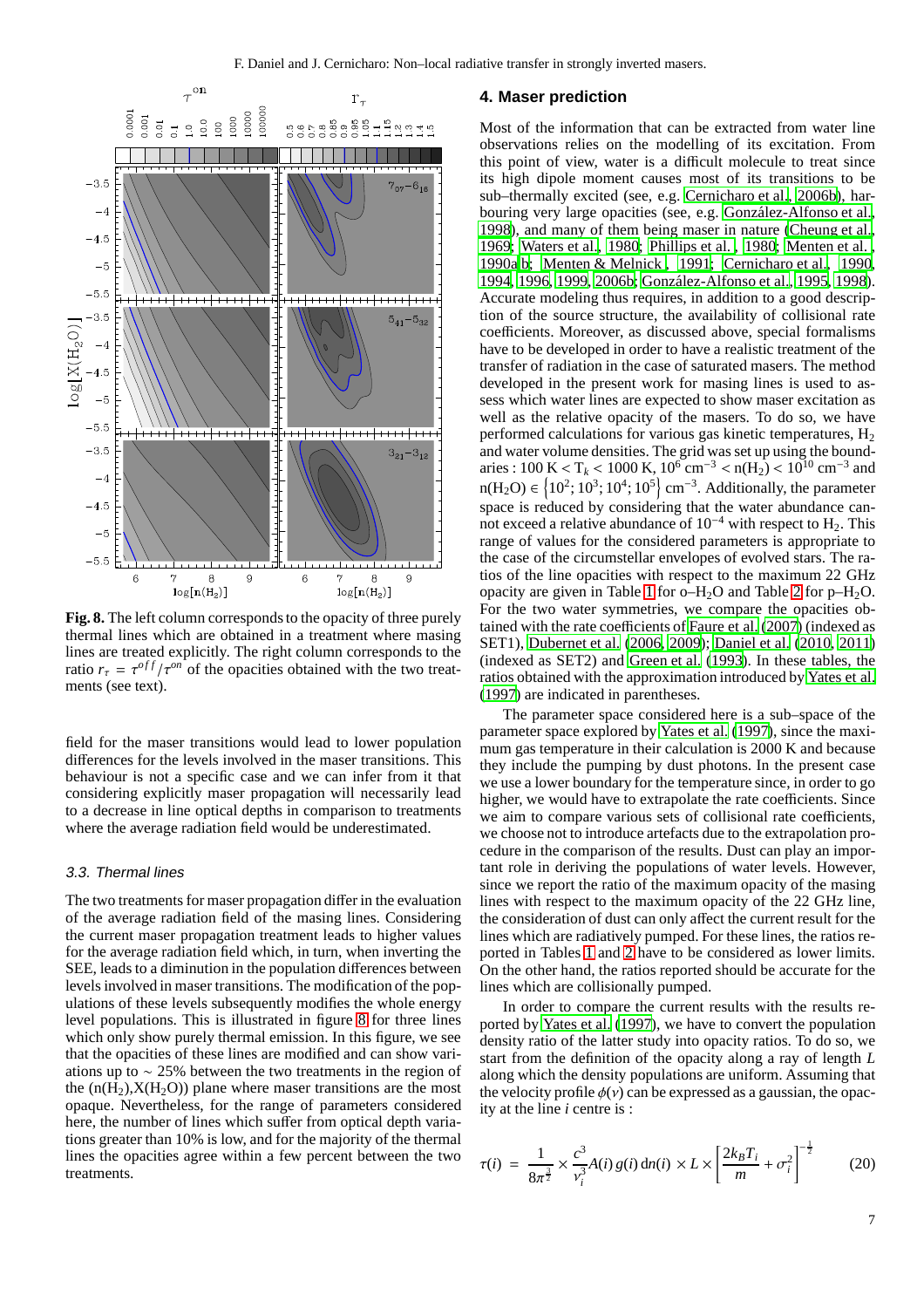**Fig. 8.** The left column corresponds to the opacity of three purely thermal lines which are obtained in a treatment where masing lines are treated explicitly. The right column corresponds to the ratio $r_\tau = \tau^{off}/\tau^{on}$ of the opacities obtained with the two treatments (see text).

field for the maser transitions would lead to lower population differences for the levels involved in the maser transitions. This behaviour is not a specific case and we can infer from it that considering explicitly maser propagation will necessarily lead to a decrease in line optical depths in comparison to treatments where the average radiation field would be underestimated.

### 3.3. Thermal lines

The two treatments for maser propagation differ in the evaluation of the average radiation field of the masing lines. Considering the current maser propagation treatment leads to higher values for the average radiation field which, in turn, when inverting the SEE, leads to a diminution in the population differences between levels involved in maser transitions. The modification of the populations of these levels subsequently modifies the whole energy level populations. This is illustrated in figure 8 for three lines which only show purely thermal emission. In this figure, we see that the opacities of these lines are modified and can show variations up to $\sim$ 25% between the two treatments in the region of the ($n(H_2)$,$X(H_2O)$) plane where maser transitions are the most opaque. Nevertheless, for the range of parameters considered here, the number of lines which suffer from optical depth variations greater than 10% is low, and for the majority of the thermal lines the opacities agree within a few percent between the two treatments.

## 4. Maser prediction

Most of the information that can be extracted from water line observations relies on the modelling of its excitation. From this point of view, water is a difficult molecule to treat since its high dipole moment causes most of its transitions to be sub–thermally excited (see, e.g. Cernicharo et al., 2006b), harbouring very large opacities (see, e.g. González-Alfonso et al., 1998), and many of them being maser in nature (Cheung et al., 1969; Waters et al., 1980; Phillips et al. , 1980; Menten et al. , 1990a,b; Menten & Melnick , 1991; Cernicharo et al., 1990, 1994, 1996, 1999, 2006b; González-Alfonso et al., 1995, 1998). Accurate modeling thus requires, in addition to a good description of the source structure, the availability of collisional rate coefficients. Moreover, as discussed above, special formalisms have to be developed in order to have a realistic treatment of the transfer of radiation in the case of saturated masers. The method developed in the present work for masing lines is used to assess which water lines are expected to show maser excitation as well as the relative opacity of the masers. To do so, we have performed calculations for various gas kinetic temperatures, $H_2$ and water volume densities. The grid was set up using the boundaries : 100 K < $T_k$ < 1000 K, $10^6$ cm$^{-3}$ < $n(H_2)$ < $10^{10}$ cm$^{-3}$ and $n(H_2O) \in \{10^2; 10^3; 10^4; 10^5\}$ cm$^{-3}$. Additionally, the parameter space is reduced by considering that the water abundance cannot exceed a relative abundance of $10^{-4}$ with respect to $H_2$. This range of values for the considered parameters is appropriate to the case of the circumstellar envelopes of evolved stars. The ratios of the line opacities with respect to the maximum 22 GHz opacity are given in Table 1 for o–$H_2O$ and Table 2 for p–$H_2O$. For the two water symmetries, we compare the opacities obtained with the rate coefficients of Faure et al. (2007) (indexed as SET1), Dubernet et al. (2006, 2009); Daniel et al. (2010, 2011) (indexed as SET2) and Green et al. (1993). In these tables, the ratios obtained with the approximation introduced by Yates et al. (1997) are indicated in parentheses.

The parameter space considered here is a sub–space of the parameter space explored by Yates et al. (1997), since the maximum gas temperature in their calculation is 2000 K and because they include the pumping by dust photons. In the present case we use a lower boundary for the temperature since, in order to go higher, we would have to extrapolate the rate coefficients. Since we aim to compare various sets of collisional rate coefficients, we choose not to introduce artefacts due to the extrapolation procedure in the comparison of the results. Dust can play an important role in deriving the populations of water levels. However, since we report the ratio of the maximum opacity of the masing lines with respect to the maximum opacity of the 22 GHz line, the consideration of dust can only affect the current result for the lines which are radiatively pumped. For these lines, the ratios reported in Tables 1 and 2 have to be considered as lower limits. On the other hand, the ratios reported should be accurate for the lines which are collisionally pumped.

In order to compare the current results with the results reported by Yates et al. (1997), we have to convert the population density ratio of the latter study into opacity ratios. To do so, we start from the definition of the opacity along a ray of length $L$ along which the density populations are uniform. Assuming that the velocity profile $\phi(v)$ can be expressed as a gaussian, the opacity at the line $i$ centre is :

$$\tau(i) \;=\; \frac{1}{8\pi^{\frac{3}{2}}} \times \frac{c^3}{\nu_i^3} A(i)\, g(i)\, \mathrm{d}n(i) \times L \times \left[\frac{2k_B T_i}{m} + \sigma_i^2\right]^{-\frac{1}{2}} \qquad (20)$$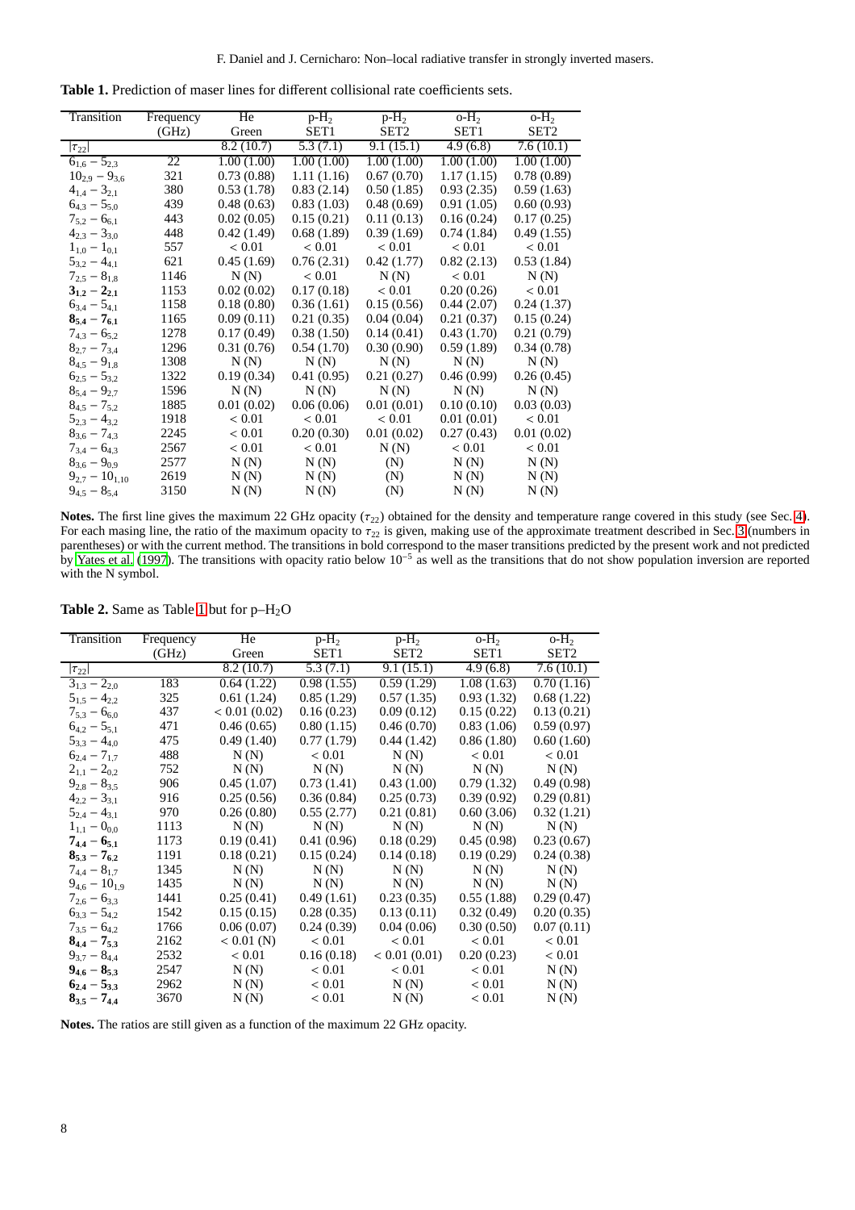**Table 1.** Prediction of maser lines for different collisional rate coefficients sets.

| Transition | Frequency (GHz) | He Green | p-$H_2$ SET1 | p-$H_2$ SET2 | o-$H_2$ SET1 | o-$H_2$ SET2 |
|---|---|---|---|---|---|---|
| $\lvert\tau_{22}\rvert$ | | 8.2 (10.7) | 5.3 (7.1) | 9.1 (15.1) | 4.9 (6.8) | 7.6 (10.1) |
| $6_{1,6} - 5_{2,3}$ | 22 | 1.00 (1.00) | 1.00 (1.00) | 1.00 (1.00) | 1.00 (1.00) | 1.00 (1.00) |
| $10_{2,9} - 9_{3,6}$ | 321 | 0.73 (0.88) | 1.11 (1.16) | 0.67 (0.70) | 1.17 (1.15) | 0.78 (0.89) |
| $4_{1,4} - 3_{2,1}$ | 380 | 0.53 (1.78) | 0.83 (2.14) | 0.50 (1.85) | 0.93 (2.35) | 0.59 (1.63) |
| $6_{4,3} - 5_{5,0}$ | 439 | 0.48 (0.63) | 0.83 (1.03) | 0.48 (0.69) | 0.91 (1.05) | 0.60 (0.93) |
| $7_{5,2} - 6_{6,1}$ | 443 | 0.02 (0.05) | 0.15 (0.21) | 0.11 (0.13) | 0.16 (0.24) | 0.17 (0.25) |
| $4_{2,3} - 3_{3,0}$ | 448 | 0.42 (1.49) | 0.68 (1.89) | 0.39 (1.69) | 0.74 (1.84) | 0.49 (1.55) |
| $1_{1,0} - 1_{0,1}$ | 557 | < 0.01 | < 0.01 | < 0.01 | < 0.01 | < 0.01 |
| $5_{3,2} - 4_{4,1}$ | 621 | 0.45 (1.69) | 0.76 (2.31) | 0.42 (1.77) | 0.82 (2.13) | 0.53 (1.84) |
| $7_{2,5} - 8_{1,8}$ | 1146 | N (N) | < 0.01 | N (N) | < 0.01 | N (N) |
| $\mathbf{3_{1,2} - 2_{2,1}}$ | 1153 | 0.02 (0.02) | 0.17 (0.18) | < 0.01 | 0.20 (0.26) | < 0.01 |
| $6_{3,4} - 5_{4,1}$ | 1158 | 0.18 (0.80) | 0.36 (1.61) | 0.15 (0.56) | 0.44 (2.07) | 0.24 (1.37) |
| $\mathbf{8_{5,4} - 7_{6,1}}$ | 1165 | 0.09 (0.11) | 0.21 (0.35) | 0.04 (0.04) | 0.21 (0.37) | 0.15 (0.24) |
| $7_{4,3} - 6_{5,2}$ | 1278 | 0.17 (0.49) | 0.38 (1.50) | 0.14 (0.41) | 0.43 (1.70) | 0.21 (0.79) |
| $8_{2,7} - 7_{3,4}$ | 1296 | 0.31 (0.76) | 0.54 (1.70) | 0.30 (0.90) | 0.59 (1.89) | 0.34 (0.78) |
| $8_{4,5} - 9_{1,8}$ | 1308 | N (N) | N (N) | N (N) | N (N) | N (N) |
| $6_{2,5} - 5_{3,2}$ | 1322 | 0.19 (0.34) | 0.41 (0.95) | 0.21 (0.27) | 0.46 (0.99) | 0.26 (0.45) |
| $8_{5,4} - 9_{2,7}$ | 1596 | N (N) | N (N) | N (N) | N (N) | N (N) |
| $8_{4,5} - 7_{5,2}$ | 1885 | 0.01 (0.02) | 0.06 (0.06) | 0.01 (0.01) | 0.10 (0.10) | 0.03 (0.03) |
| $5_{2,3} - 4_{3,2}$ | 1918 | < 0.01 | < 0.01 | < 0.01 | 0.01 (0.01) | < 0.01 |
| $8_{3,6} - 7_{4,3}$ | 2245 | < 0.01 | 0.20 (0.30) | 0.01 (0.02) | 0.27 (0.43) | 0.01 (0.02) |
| $7_{3,4} - 6_{4,3}$ | 2567 | < 0.01 | < 0.01 | N (N) | < 0.01 | < 0.01 |
| $8_{3,6} - 9_{0,9}$ | 2577 | N (N) | N (N) | (N) | N (N) | N (N) |
| $9_{2,7} - 10_{1,10}$ | 2619 | N (N) | N (N) | (N) | N (N) | N (N) |
| $9_{4,5} - 8_{5,4}$ | 3150 | N (N) | N (N) | (N) | N (N) | N (N) |

**Notes.** The first line gives the maximum 22 GHz opacity ($\tau_{22}$) obtained for the density and temperature range covered in this study (see Sec. 4). For each masing line, the ratio of the maximum opacity to $\tau_{22}$ is given, making use of the approximate treatment described in Sec. 3 (numbers in parentheses) or with the current method. The transitions in bold correspond to the maser transitions predicted by the present work and not predicted by Yates et al. (1997). The transitions with opacity ratio below $10^{-5}$ as well as the transitions that do not show population inversion are reported with the N symbol.

**Table 2.** Same as Table 1 but for p–$H_2O$

| Transition | Frequency (GHz) | He Green | p-$H_2$ SET1 | p-$H_2$ SET2 | o-$H_2$ SET1 | o-$H_2$ SET2 |
|---|---|---|---|---|---|---|
| $\lvert\tau_{22}\rvert$ | | 8.2 (10.7) | 5.3 (7.1) | 9.1 (15.1) | 4.9 (6.8) | 7.6 (10.1) |
| $3_{1,3} - 2_{2,0}$ | 183 | 0.64 (1.22) | 0.98 (1.55) | 0.59 (1.29) | 1.08 (1.63) | 0.70 (1.16) |
| $5_{1,5} - 4_{2,2}$ | 325 | 0.61 (1.24) | 0.85 (1.29) | 0.57 (1.35) | 0.93 (1.32) | 0.68 (1.22) |
| $7_{5,3} - 6_{6,0}$ | 437 | < 0.01 (0.02) | 0.16 (0.23) | 0.09 (0.12) | 0.15 (0.22) | 0.13 (0.21) |
| $6_{4,2} - 5_{5,1}$ | 471 | 0.46 (0.65) | 0.80 (1.15) | 0.46 (0.70) | 0.83 (1.06) | 0.59 (0.97) |
| $5_{3,3} - 4_{4,0}$ | 475 | 0.49 (1.40) | 0.77 (1.79) | 0.44 (1.42) | 0.86 (1.80) | 0.60 (1.60) |
| $6_{2,4} - 7_{1,7}$ | 488 | N (N) | < 0.01 | N (N) | < 0.01 | < 0.01 |
| $2_{1,1} - 2_{0,2}$ | 752 | N (N) | N (N) | N (N) | N (N) | N (N) |
| $9_{2,8} - 8_{3,5}$ | 906 | 0.45 (1.07) | 0.73 (1.41) | 0.43 (1.00) | 0.79 (1.32) | 0.49 (0.98) |
| $4_{2,2} - 3_{3,1}$ | 916 | 0.25 (0.56) | 0.36 (0.84) | 0.25 (0.73) | 0.39 (0.92) | 0.29 (0.81) |
| $5_{2,4} - 4_{3,1}$ | 970 | 0.26 (0.80) | 0.55 (2.77) | 0.21 (0.81) | 0.60 (3.06) | 0.32 (1.21) |
| $1_{1,1} - 0_{0,0}$ | 1113 | N (N) | N (N) | N (N) | N (N) | N (N) |
| $\mathbf{7_{4,4} - 6_{5,1}}$ | 1173 | 0.19 (0.41) | 0.41 (0.96) | 0.18 (0.29) | 0.45 (0.98) | 0.23 (0.67) |
| $\mathbf{8_{5,3} - 7_{6,2}}$ | 1191 | 0.18 (0.21) | 0.15 (0.24) | 0.14 (0.18) | 0.19 (0.29) | 0.24 (0.38) |
| $7_{4,4} - 8_{1,7}$ | 1345 | N (N) | N (N) | N (N) | N (N) | N (N) |
| $9_{4,6} - 10_{1,9}$ | 1435 | N (N) | N (N) | N (N) | N (N) | N (N) |
| $7_{2,6} - 6_{3,3}$ | 1441 | 0.25 (0.41) | 0.49 (1.61) | 0.23 (0.35) | 0.55 (1.88) | 0.29 (0.47) |
| $6_{3,3} - 5_{4,2}$ | 1542 | 0.15 (0.15) | 0.28 (0.35) | 0.13 (0.11) | 0.32 (0.49) | 0.20 (0.35) |
| $7_{3,5} - 6_{4,2}$ | 1766 | 0.06 (0.07) | 0.24 (0.39) | 0.04 (0.06) | 0.30 (0.50) | 0.07 (0.11) |
| $\mathbf{8_{4,4} - 7_{5,3}}$ | 2162 | < 0.01 (N) | < 0.01 | < 0.01 | < 0.01 | < 0.01 |
| $9_{3,7} - 8_{4,4}$ | 2532 | < 0.01 | 0.16 (0.18) | < 0.01 (0.01) | 0.20 (0.23) | < 0.01 |
| $\mathbf{9_{4,6} - 8_{5,3}}$ | 2547 | N (N) | < 0.01 | < 0.01 | < 0.01 | N (N) |
| $\mathbf{6_{2,4} - 5_{3,3}}$ | 2962 | N (N) | < 0.01 | N (N) | < 0.01 | N (N) |
| $\mathbf{8_{3,5} - 7_{4,4}}$ | 3670 | N (N) | < 0.01 | N (N) | < 0.01 | N (N) |

**Notes.** The ratios are still given as a function of the maximum 22 GHz opacity.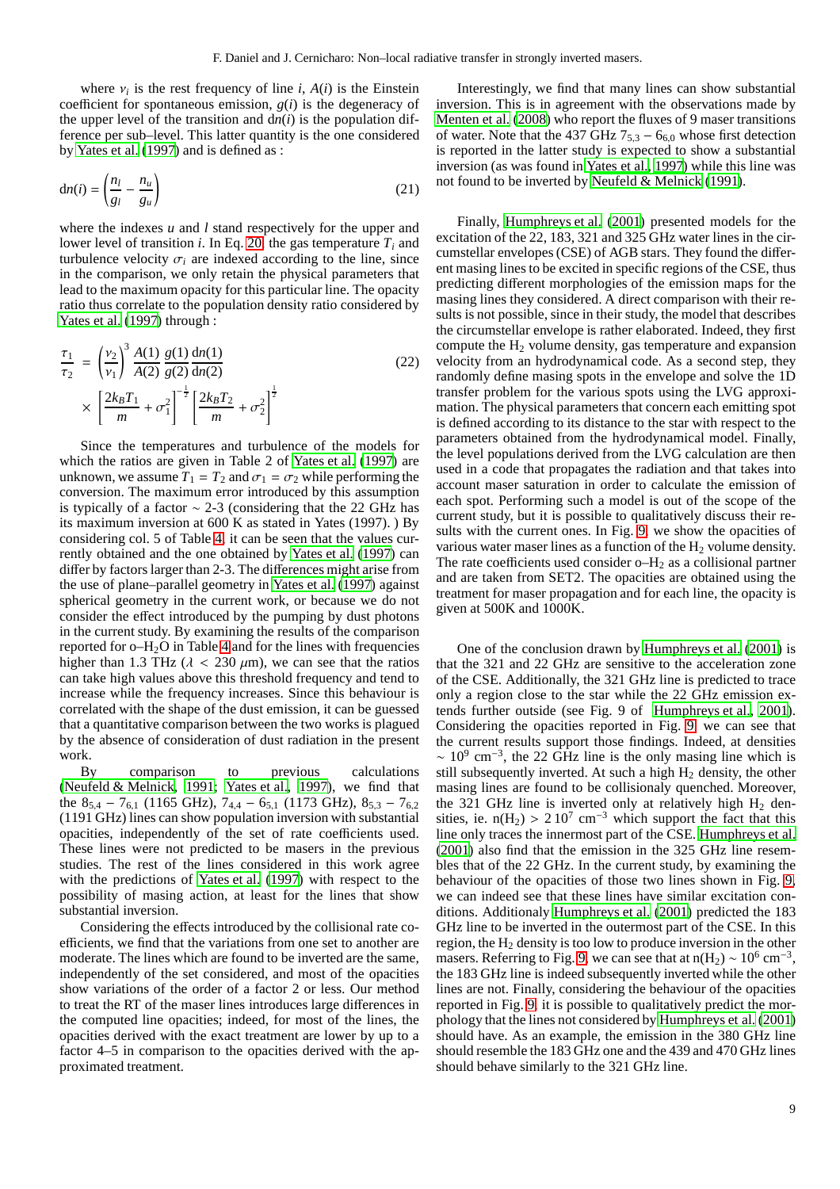where $\nu_i$ is the rest frequency of line $i$, $A(i)$ is the Einstein coefficient for spontaneous emission, $g(i)$ is the degeneracy of the upper level of the transition and $\mathrm{d}n(i)$ is the population difference per sub–level. This latter quantity is the one considered by Yates et al. (1997) and is defined as :

$$\mathrm{d}n(i) = \left( \frac{n_l}{g_l} - \frac{n_u}{g_u} \right) \tag{21}$$

where the indexes $u$ and $l$ stand respectively for the upper and lower level of transition $i$. In Eq. 20, the gas temperature $T_i$ and turbulence velocity $\sigma_i$ are indexed according to the line, since in the comparison, we only retain the physical parameters that lead to the maximum opacity for this particular line. The opacity ratio thus correlate to the population density ratio considered by Yates et al. (1997) through :

$$\begin{aligned} \frac{\tau_1}{\tau_2} &= \left(\frac{\nu_2}{\nu_1}\right)^3 \frac{A(1)}{A(2)} \frac{g(1)}{g(2)} \frac{\mathrm{d}n(1)}{\mathrm{d}n(2)} \\ &\times \left[ \frac{2k_B T_1}{m} + \sigma_1^2 \right]^{-\frac{1}{2}} \left[ \frac{2k_B T_2}{m} + \sigma_2^2 \right]^{\frac{1}{2}} \end{aligned} \tag{22}$$

Since the temperatures and turbulence of the models for which the ratios are given in Table 2 of Yates et al. (1997) are unknown, we assume $T_1 = T_2$ and $\sigma_1 = \sigma_2$ while performing the conversion. The maximum error introduced by this assumption is typically of a factor $\sim$ 2-3 (considering that the 22 GHz has its maximum inversion at 600 K as stated in Yates (1997). ) By considering col. 5 of Table 4, it can be seen that the values currently obtained and the one obtained by Yates et al. (1997) can differ by factors larger than 2-3. The differences might arise from the use of plane–parallel geometry in Yates et al. (1997) against spherical geometry in the current work, or because we do not consider the effect introduced by the pumping by dust photons in the current study. By examining the results of the comparison reported for o–$H_2O$ in Table 4 and for the lines with frequencies higher than 1.3 THz ($\lambda$ < 230 $\mu$m), we can see that the ratios can take high values above this threshold frequency and tend to increase while the frequency increases. Since this behaviour is correlated with the shape of the dust emission, it can be guessed that a quantitative comparison between the two works is plagued by the absence of consideration of dust radiation in the present work.

By comparison to previous calculations (Neufeld & Melnick, 1991; Yates et al., 1997), we find that the $8_{5,4} - 7_{6,1}$ (1165 GHz), $7_{4,4} - 6_{5,1}$ (1173 GHz), $8_{5,3} - 7_{6,2}$ (1191 GHz) lines can show population inversion with substantial opacities, independently of the set of rate coefficients used. These lines were not predicted to be masers in the previous studies. The rest of the lines considered in this work agree with the predictions of Yates et al. (1997) with respect to the possibility of masing action, at least for the lines that show substantial inversion.

Considering the effects introduced by the collisional rate coefficients, we find that the variations from one set to another are moderate. The lines which are found to be inverted are the same, independently of the set considered, and most of the opacities show variations of the order of a factor 2 or less. Our method to treat the RT of the maser lines introduces large differences in the computed line opacities; indeed, for most of the lines, the opacities derived with the exact treatment are lower by up to a factor 4–5 in comparison to the opacities derived with the approximated treatment.

Interestingly, we find that many lines can show substantial inversion. This is in agreement with the observations made by Menten et al. (2008) who report the fluxes of 9 maser transitions of water. Note that the 437 GHz $7_{5,3} - 6_{6,0}$ whose first detection is reported in the latter study is expected to show a substantial inversion (as was found in Yates et al., 1997) while this line was not found to be inverted by Neufeld & Melnick (1991).

Finally, Humphreys et al. (2001) presented models for the excitation of the 22, 183, 321 and 325 GHz water lines in the circumstellar envelopes (CSE) of AGB stars. They found the different masing lines to be excited in specific regions of the CSE, thus predicting different morphologies of the emission maps for the masing lines they considered. A direct comparison with their results is not possible, since in their study, the model that describes the circumstellar envelope is rather elaborated. Indeed, they first compute the $H_2$ volume density, gas temperature and expansion velocity from an hydrodynamical code. As a second step, they randomly define masing spots in the envelope and solve the 1D transfer problem for the various spots using the LVG approximation. The physical parameters that concern each emitting spot is defined according to its distance to the star with respect to the parameters obtained from the hydrodynamical model. Finally, the level populations derived from the LVG calculation are then used in a code that propagates the radiation and that takes into account maser saturation in order to calculate the emission of each spot. Performing such a model is out of the scope of the current study, but it is possible to qualitatively discuss their results with the current ones. In Fig. 9, we show the opacities of various water maser lines as a function of the $H_2$ volume density. The rate coefficients used consider o–$H_2$ as a collisional partner and are taken from SET2. The opacities are obtained using the treatment for maser propagation and for each line, the opacity is given at 500K and 1000K.

One of the conclusion drawn by Humphreys et al. (2001) is that the 321 and 22 GHz are sensitive to the acceleration zone of the CSE. Additionally, the 321 GHz line is predicted to trace only a region close to the star while the 22 GHz emission extends further outside (see Fig. 9 of Humphreys et al., 2001). Considering the opacities reported in Fig. 9, we can see that the current results support those findings. Indeed, at densities $\sim 10^9$ cm$^{-3}$, the 22 GHz line is the only masing line which is still subsequently inverted. At such a high $H_2$ density, the other masing lines are found to be collisionaly quenched. Moreover, the 321 GHz line is inverted only at relatively high $H_2$ densities, ie. n($H_2$) > 2 $10^7$ cm$^{-3}$ which support the fact that this line only traces the innermost part of the CSE. Humphreys et al. (2001) also find that the emission in the 325 GHz line resembles that of the 22 GHz. In the current study, by examining the behaviour of the opacities of those two lines shown in Fig. 9, we can indeed see that these lines have similar excitation conditions. Additionaly Humphreys et al. (2001) predicted the 183 GHz line to be inverted in the outermost part of the CSE. In this region, the $H_2$ density is too low to produce inversion in the other masers. Referring to Fig. 9, we can see that at n($H_2$) $\sim 10^6$ cm$^{-3}$, the 183 GHz line is indeed subsequently inverted while the other lines are not. Finally, considering the behaviour of the opacities reported in Fig. 9, it is possible to qualitatively predict the morphology that the lines not considered by Humphreys et al. (2001) should have. As an example, the emission in the 380 GHz line should resemble the 183 GHz one and the 439 and 470 GHz lines should behave similarly to the 321 GHz line.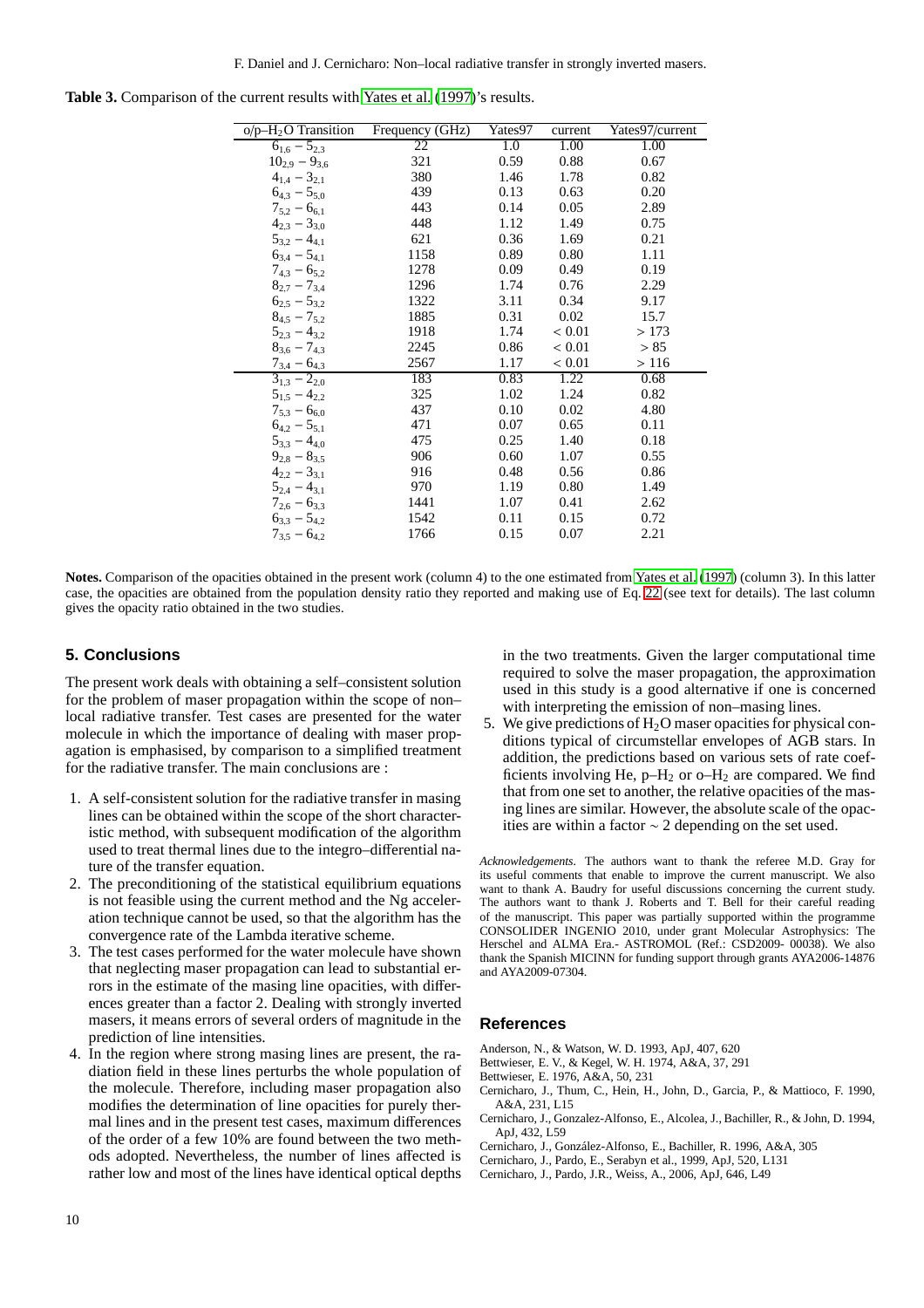**Table 3.** Comparison of the current results with Yates et al. (1997)'s results.

| o/p–$H_2O$ Transition | Frequency (GHz) | Yates97 | current | Yates97/current |
|---|---|---|---|---|
| $6_{1,6} - 5_{2,3}$ | 22 | 1.0 | 1.00 | 1.00 |
| $10_{2,9} - 9_{3,6}$ | 321 | 0.59 | 0.88 | 0.67 |
| $4_{1,4} - 3_{2,1}$ | 380 | 1.46 | 1.78 | 0.82 |
| $6_{4,3} - 5_{5,0}$ | 439 | 0.13 | 0.63 | 0.20 |
| $7_{5,2} - 6_{6,1}$ | 443 | 0.14 | 0.05 | 2.89 |
| $4_{2,3} - 3_{3,0}$ | 448 | 1.12 | 1.49 | 0.75 |
| $5_{3,2} - 4_{4,1}$ | 621 | 0.36 | 1.69 | 0.21 |
| $6_{3,4} - 5_{4,1}$ | 1158 | 0.89 | 0.80 | 1.11 |
| $7_{4,3} - 6_{5,2}$ | 1278 | 0.09 | 0.49 | 0.19 |
| $8_{2,7} - 7_{3,4}$ | 1296 | 1.74 | 0.76 | 2.29 |
| $6_{2,5} - 5_{3,2}$ | 1322 | 3.11 | 0.34 | 9.17 |
| $8_{4,5} - 7_{5,2}$ | 1885 | 0.31 | 0.02 | 15.7 |
| $5_{2,3} - 4_{3,2}$ | 1918 | 1.74 | $< 0.01$ | $> 173$ |
| $8_{3,6} - 7_{4,3}$ | 2245 | 0.86 | $< 0.01$ | $> 85$ |
| $7_{3,4} - 6_{4,3}$ | 2567 | 1.17 | $< 0.01$ | $> 116$ |
| $3_{1,3} - 2_{2,0}$ | 183 | 0.83 | 1.22 | 0.68 |
| $5_{1,5} - 4_{2,2}$ | 325 | 1.02 | 1.24 | 0.82 |
| $7_{5,3} - 6_{6,0}$ | 437 | 0.10 | 0.02 | 4.80 |
| $6_{4,2} - 5_{5,1}$ | 471 | 0.07 | 0.65 | 0.11 |
| $5_{3,3} - 4_{4,0}$ | 475 | 0.25 | 1.40 | 0.18 |
| $9_{2,8} - 8_{3,5}$ | 906 | 0.60 | 1.07 | 0.55 |
| $4_{2,2} - 3_{3,1}$ | 916 | 0.48 | 0.56 | 0.86 |
| $5_{2,4} - 4_{3,1}$ | 970 | 1.19 | 0.80 | 1.49 |
| $7_{2,6} - 6_{3,3}$ | 1441 | 1.07 | 0.41 | 2.62 |
| $6_{3,3} - 5_{4,2}$ | 1542 | 0.11 | 0.15 | 0.72 |
| $7_{3,5} - 6_{4,2}$ | 1766 | 0.15 | 0.07 | 2.21 |

**Notes.** Comparison of the opacities obtained in the present work (column 4) to the one estimated from Yates et al. (1997) (column 3). In this latter case, the opacities are obtained from the population density ratio they reported and making use of Eq. 22 (see text for details). The last column gives the opacity ratio obtained in the two studies.

## 5. Conclusions

The present work deals with obtaining a self–consistent solution for the problem of maser propagation within the scope of non–local radiative transfer. Test cases are presented for the water molecule in which the importance of dealing with maser propagation is emphasised, by comparison to a simplified treatment for the radiative transfer. The main conclusions are :

1. A self-consistent solution for the radiative transfer in masing lines can be obtained within the scope of the short characteristic method, with subsequent modification of the algorithm used to treat thermal lines due to the integro–differential nature of the transfer equation.
2. The preconditioning of the statistical equilibrium equations is not feasible using the current method and the Ng acceleration technique cannot be used, so that the algorithm has the convergence rate of the Lambda iterative scheme.
3. The test cases performed for the water molecule have shown that neglecting maser propagation can lead to substantial errors in the estimate of the masing line opacities, with differences greater than a factor 2. Dealing with strongly inverted masers, it means errors of several orders of magnitude in the prediction of line intensities.
4. In the region where strong masing lines are present, the radiation field in these lines perturbs the whole population of the molecule. Therefore, including maser propagation also modifies the determination of line opacities for purely thermal lines and in the present test cases, maximum differences of the order of a few 10% are found between the two methods adopted. Nevertheless, the number of lines affected is rather low and most of the lines have identical optical depths in the two treatments. Given the larger computational time required to solve the maser propagation, the approximation used in this study is a good alternative if one is concerned with interpreting the emission of non–masing lines.
5. We give predictions of $H_2O$ maser opacities for physical conditions typical of circumstellar envelopes of AGB stars. In addition, the predictions based on various sets of rate coefficients involving He, p–$H_2$ or o–$H_2$ are compared. We find that from one set to another, the relative opacities of the masing lines are similar. However, the absolute scale of the opacities are within a factor $\sim 2$ depending on the set used.

*Acknowledgements.* The authors want to thank the referee M.D. Gray for its useful comments that enable to improve the current manuscript. We also want to thank A. Baudry for useful discussions concerning the current study. The authors want to thank J. Roberts and T. Bell for their careful reading of the manuscript. This paper was partially supported within the programme CONSOLIDER INGENIO 2010, under grant Molecular Astrophysics: The Herschel and ALMA Era.- ASTROMOL (Ref.: CSD2009- 00038). We also thank the Spanish MICINN for funding support through grants AYA2006-14876 and AYA2009-07304.

## References

Anderson, N., & Watson, W. D. 1993, ApJ, 407, 620
Bettwieser, E. V., & Kegel, W. H. 1974, A&A, 37, 291
Bettwieser, E. 1976, A&A, 50, 231
Cernicharo, J., Thum, C., Hein, H., John, D., Garcia, P., & Mattioco, F. 1990, A&A, 231, L15
Cernicharo, J., Gonzalez-Alfonso, E., Alcolea, J., Bachiller, R., & John, D. 1994, ApJ, 432, L59
Cernicharo, J., González-Alfonso, E., Bachiller, R. 1996, A&A, 305
Cernicharo, J., Pardo, E., Serabyn et al., 1999, ApJ, 520, L131
Cernicharo, J., Pardo, J.R., Weiss, A., 2006, ApJ, 646, L49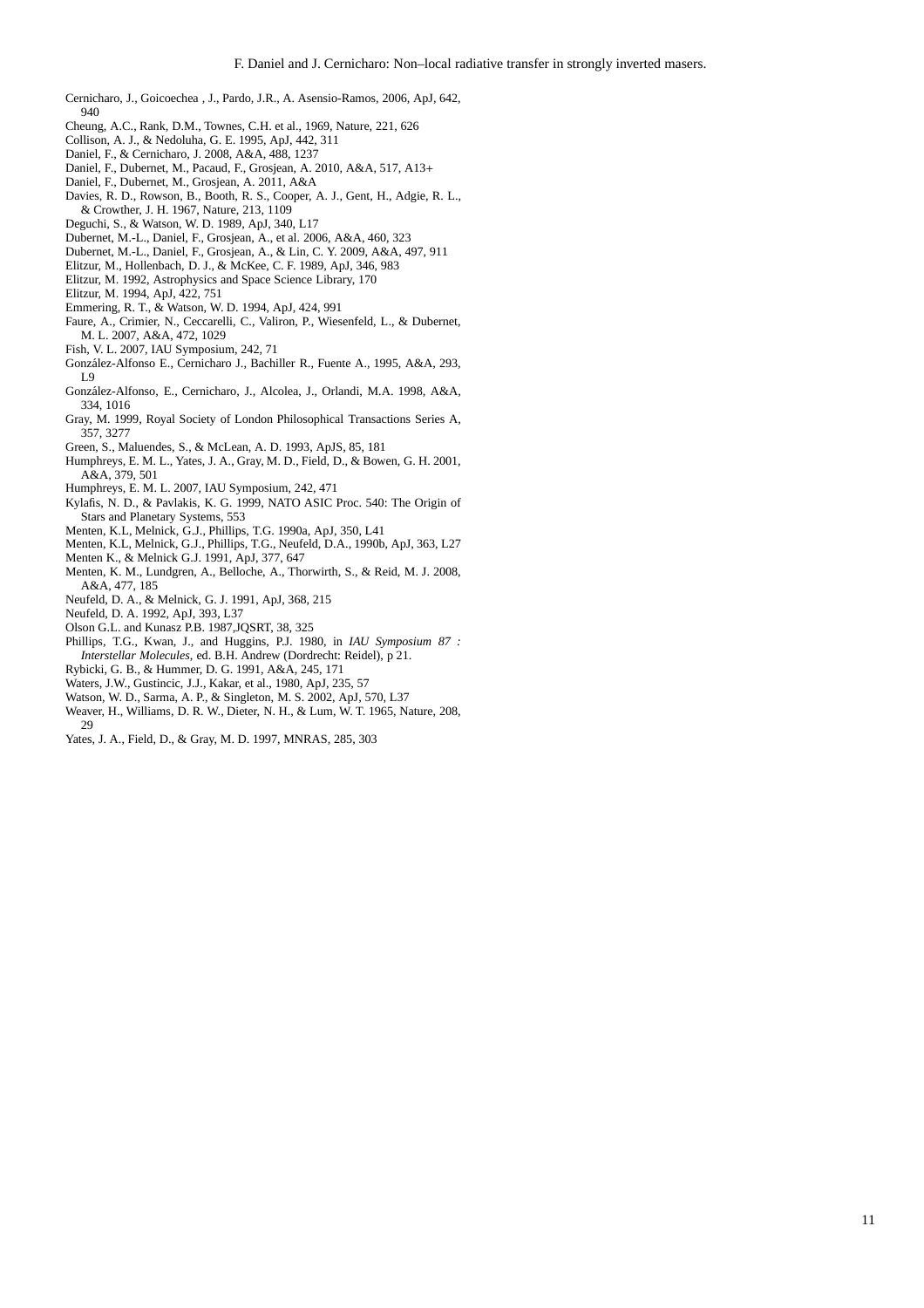Cernicharo, J., Goicoechea , J., Pardo, J.R., A. Asensio-Ramos, 2006, ApJ, 642, 940

Cheung, A.C., Rank, D.M., Townes, C.H. et al., 1969, Nature, 221, 626

Collison, A. J., & Nedoluha, G. E. 1995, ApJ, 442, 311

Daniel, F., & Cernicharo, J. 2008, A&A, 488, 1237

Daniel, F., Dubernet, M., Pacaud, F., Grosjean, A. 2010, A&A, 517, A13+

Daniel, F., Dubernet, M., Grosjean, A. 2011, A&A

Davies, R. D., Rowson, B., Booth, R. S., Cooper, A. J., Gent, H., Adgie, R. L., & Crowther, J. H. 1967, Nature, 213, 1109

Deguchi, S., & Watson, W. D. 1989, ApJ, 340, L17

Dubernet, M.-L., Daniel, F., Grosjean, A., et al. 2006, A&A, 460, 323

Dubernet, M.-L., Daniel, F., Grosjean, A., & Lin, C. Y. 2009, A&A, 497, 911

Elitzur, M., Hollenbach, D. J., & McKee, C. F. 1989, ApJ, 346, 983

Elitzur, M. 1992, Astrophysics and Space Science Library, 170

Elitzur, M. 1994, ApJ, 422, 751

Emmering, R. T., & Watson, W. D. 1994, ApJ, 424, 991

Faure, A., Crimier, N., Ceccarelli, C., Valiron, P., Wiesenfeld, L., & Dubernet, M. L. 2007, A&A, 472, 1029

Fish, V. L. 2007, IAU Symposium, 242, 71

González-Alfonso E., Cernicharo J., Bachiller R., Fuente A., 1995, A&A, 293, L9

González-Alfonso, E., Cernicharo, J., Alcolea, J., Orlandi, M.A. 1998, A&A, 334, 1016

Gray, M. 1999, Royal Society of London Philosophical Transactions Series A, 357, 3277

Green, S., Maluendes, S., & McLean, A. D. 1993, ApJS, 85, 181

Humphreys, E. M. L., Yates, J. A., Gray, M. D., Field, D., & Bowen, G. H. 2001, A&A, 379, 501

Humphreys, E. M. L. 2007, IAU Symposium, 242, 471

Kylafis, N. D., & Pavlakis, K. G. 1999, NATO ASIC Proc. 540: The Origin of Stars and Planetary Systems, 553

Menten, K.L, Melnick, G.J., Phillips, T.G. 1990a, ApJ, 350, L41

Menten, K.L, Melnick, G.J., Phillips, T.G., Neufeld, D.A., 1990b, ApJ, 363, L27

Menten K., & Melnick G.J. 1991, ApJ, 377, 647

Menten, K. M., Lundgren, A., Belloche, A., Thorwirth, S., & Reid, M. J. 2008, A&A, 477, 185

Neufeld, D. A., & Melnick, G. J. 1991, ApJ, 368, 215

Neufeld, D. A. 1992, ApJ, 393, L37

Olson G.L. and Kunasz P.B. 1987,JQSRT, 38, 325

Phillips, T.G., Kwan, J., and Huggins, P.J. 1980, in *IAU Symposium 87 : Interstellar Molecules*, ed. B.H. Andrew (Dordrecht: Reidel), p 21.

Rybicki, G. B., & Hummer, D. G. 1991, A&A, 245, 171

Waters, J.W., Gustincic, J.J., Kakar, et al., 1980, ApJ, 235, 57

Watson, W. D., Sarma, A. P., & Singleton, M. S. 2002, ApJ, 570, L37

Weaver, H., Williams, D. R. W., Dieter, N. H., & Lum, W. T. 1965, Nature, 208, 29

Yates, J. A., Field, D., & Gray, M. D. 1997, MNRAS, 285, 303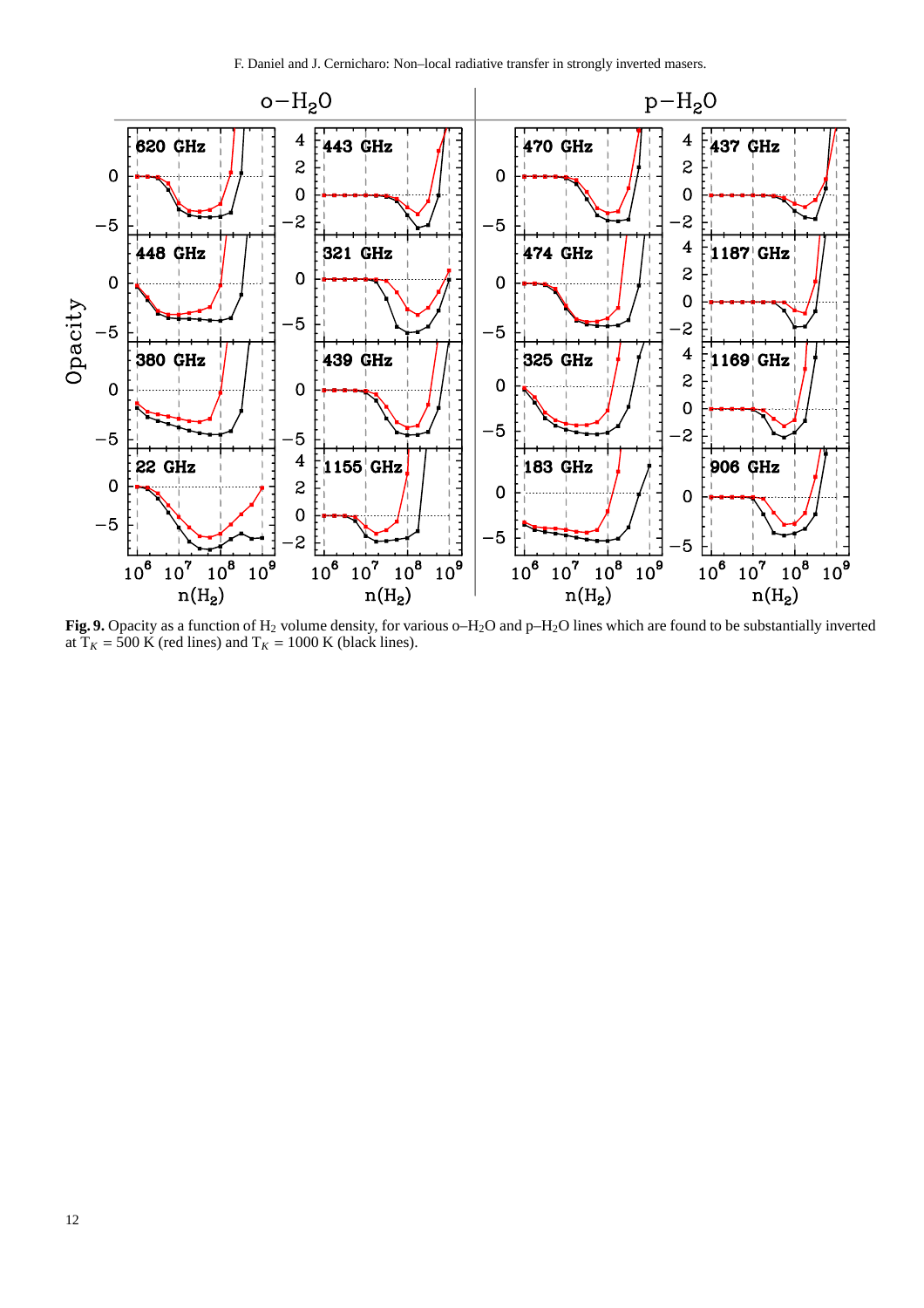o−$H_2O$

p−$H_2O$

620 GHz

443 GHz

470 GHz

437 GHz

448 GHz

321 GHz

474 GHz

1187 GHz

380 GHz

439 GHz

325 GHz

1169 GHz

22 GHz

1155 GHz

183 GHz

906 GHz

Opacity

$n(H_2)$

$10^6$ $10^7$ $10^8$ $10^9$

**Fig. 9.** Opacity as a function of $H_2$ volume density, for various o–$H_2O$ and p–$H_2O$ lines which are found to be substantially inverted at $T_K$ = 500 K (red lines) and $T_K$ = 1000 K (black lines).